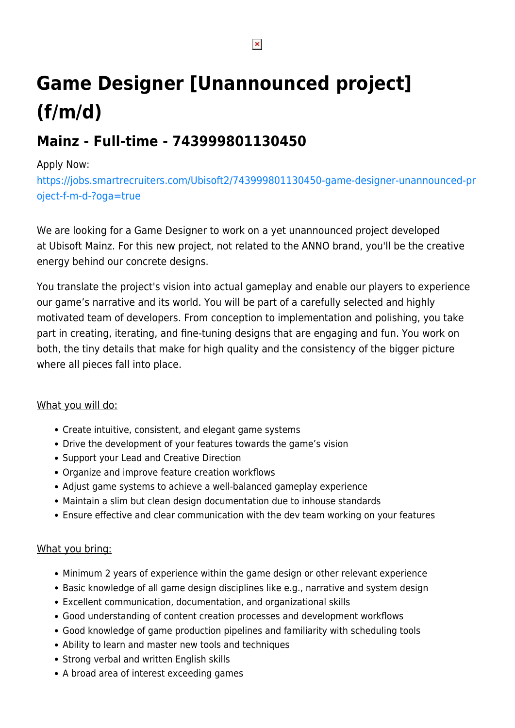# Game Designer [Unannounced project] (f/m/d)

## Mainz - Full-time - 743999801130450

Apply Now:
https://jobs.smartrecruiters.com/Ubisoft2/743999801130450-game-designer-unannounced-project-f-m-d-?oga=true

We are looking for a Game Designer to work on a yet unannounced project developed at Ubisoft Mainz. For this new project, not related to the ANNO brand, you'll be the creative energy behind our concrete designs.

You translate the project's vision into actual gameplay and enable our players to experience our game's narrative and its world. You will be part of a carefully selected and highly motivated team of developers. From conception to implementation and polishing, you take part in creating, iterating, and fine-tuning designs that are engaging and fun. You work on both, the tiny details that make for high quality and the consistency of the bigger picture where all pieces fall into place.

What you will do:

- Create intuitive, consistent, and elegant game systems
- Drive the development of your features towards the game's vision
- Support your Lead and Creative Direction
- Organize and improve feature creation workflows
- Adjust game systems to achieve a well-balanced gameplay experience
- Maintain a slim but clean design documentation due to inhouse standards
- Ensure effective and clear communication with the dev team working on your features

What you bring:

- Minimum 2 years of experience within the game design or other relevant experience
- Basic knowledge of all game design disciplines like e.g., narrative and system design
- Excellent communication, documentation, and organizational skills
- Good understanding of content creation processes and development workflows
- Good knowledge of game production pipelines and familiarity with scheduling tools
- Ability to learn and master new tools and techniques
- Strong verbal and written English skills
- A broad area of interest exceeding games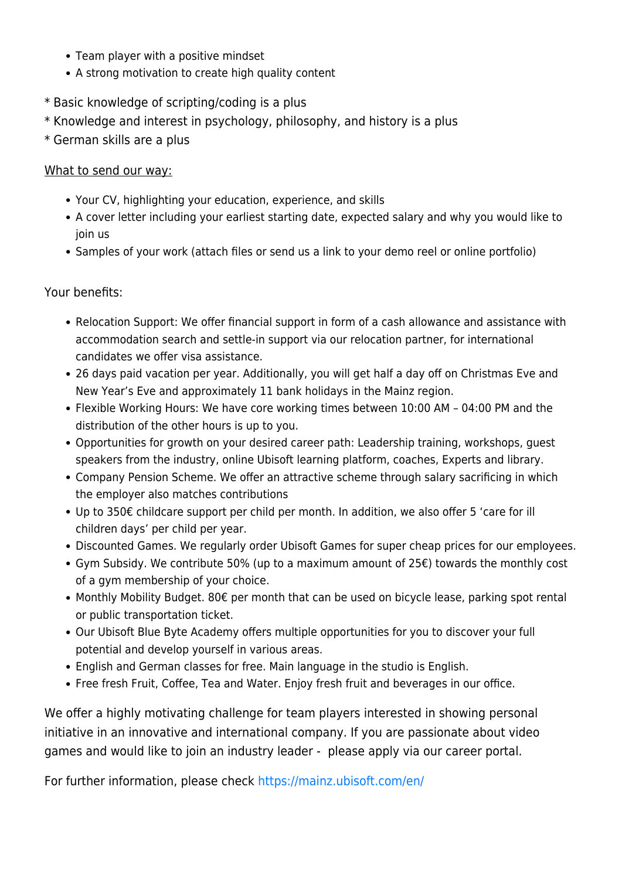- Team player with a positive mindset
- A strong motivation to create high quality content

* Basic knowledge of scripting/coding is a plus
* Knowledge and interest in psychology, philosophy, and history is a plus
* German skills are a plus

<u>What to send our way:</u>

- Your CV, highlighting your education, experience, and skills
- A cover letter including your earliest starting date, expected salary and why you would like to join us
- Samples of your work (attach files or send us a link to your demo reel or online portfolio)

Your benefits:

- Relocation Support: We offer financial support in form of a cash allowance and assistance with accommodation search and settle-in support via our relocation partner, for international candidates we offer visa assistance.
- 26 days paid vacation per year. Additionally, you will get half a day off on Christmas Eve and New Year's Eve and approximately 11 bank holidays in the Mainz region.
- Flexible Working Hours: We have core working times between 10:00 AM – 04:00 PM and the distribution of the other hours is up to you.
- Opportunities for growth on your desired career path: Leadership training, workshops, guest speakers from the industry, online Ubisoft learning platform, coaches, Experts and library.
- Company Pension Scheme. We offer an attractive scheme through salary sacrificing in which the employer also matches contributions
- Up to 350€ childcare support per child per month. In addition, we also offer 5 'care for ill children days' per child per year.
- Discounted Games. We regularly order Ubisoft Games for super cheap prices for our employees.
- Gym Subsidy. We contribute 50% (up to a maximum amount of 25€) towards the monthly cost of a gym membership of your choice.
- Monthly Mobility Budget. 80€ per month that can be used on bicycle lease, parking spot rental or public transportation ticket.
- Our Ubisoft Blue Byte Academy offers multiple opportunities for you to discover your full potential and develop yourself in various areas.
- English and German classes for free. Main language in the studio is English.
- Free fresh Fruit, Coffee, Tea and Water. Enjoy fresh fruit and beverages in our office.

We offer a highly motivating challenge for team players interested in showing personal initiative in an innovative and international company. If you are passionate about video games and would like to join an industry leader - please apply via our career portal.

For further information, please check [https://mainz.ubisoft.com/en/](https://mainz.ubisoft.com/en/)